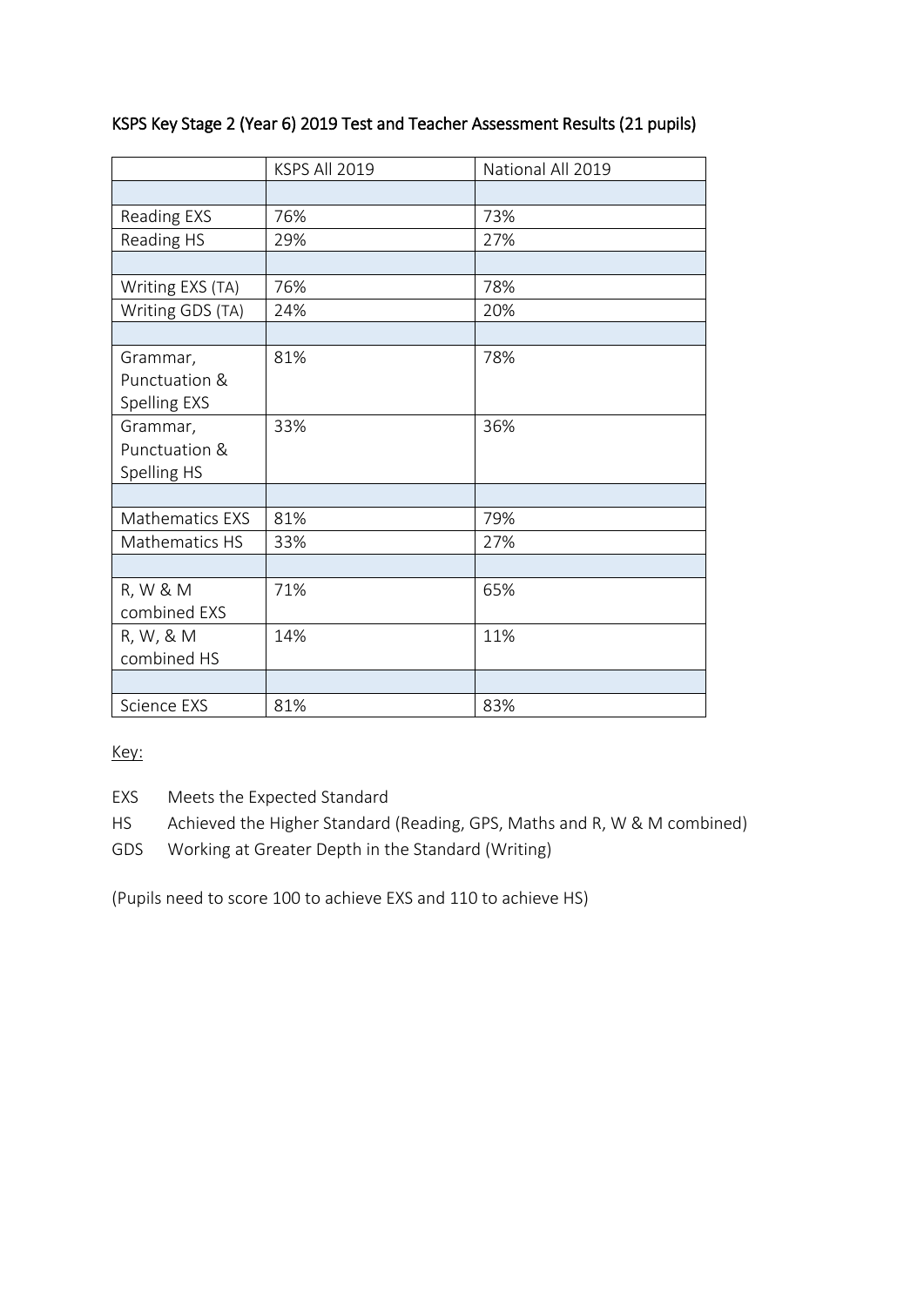## KSPS Key Stage 2 (Year 6) 2019 Test and Teacher Assessment Results (21 pupils)

| | KSPS All 2019 | National All 2019 |
|---|---|---|
| | | |
| Reading EXS | 76% | 73% |
| Reading HS | 29% | 27% |
| | | |
| Writing EXS (TA) | 76% | 78% |
| Writing GDS (TA) | 24% | 20% |
| | | |
| Grammar, Punctuation & Spelling EXS | 81% | 78% |
| Grammar, Punctuation & Spelling HS | 33% | 36% |
| | | |
| Mathematics EXS | 81% | 79% |
| Mathematics HS | 33% | 27% |
| | | |
| R, W & M combined EXS | 71% | 65% |
| R, W, & M combined HS | 14% | 11% |
| | | |
| Science EXS | 81% | 83% |

Key:

EXS Meets the Expected Standard

HS Achieved the Higher Standard (Reading, GPS, Maths and R, W & M combined)

GDS Working at Greater Depth in the Standard (Writing)

(Pupils need to score 100 to achieve EXS and 110 to achieve HS)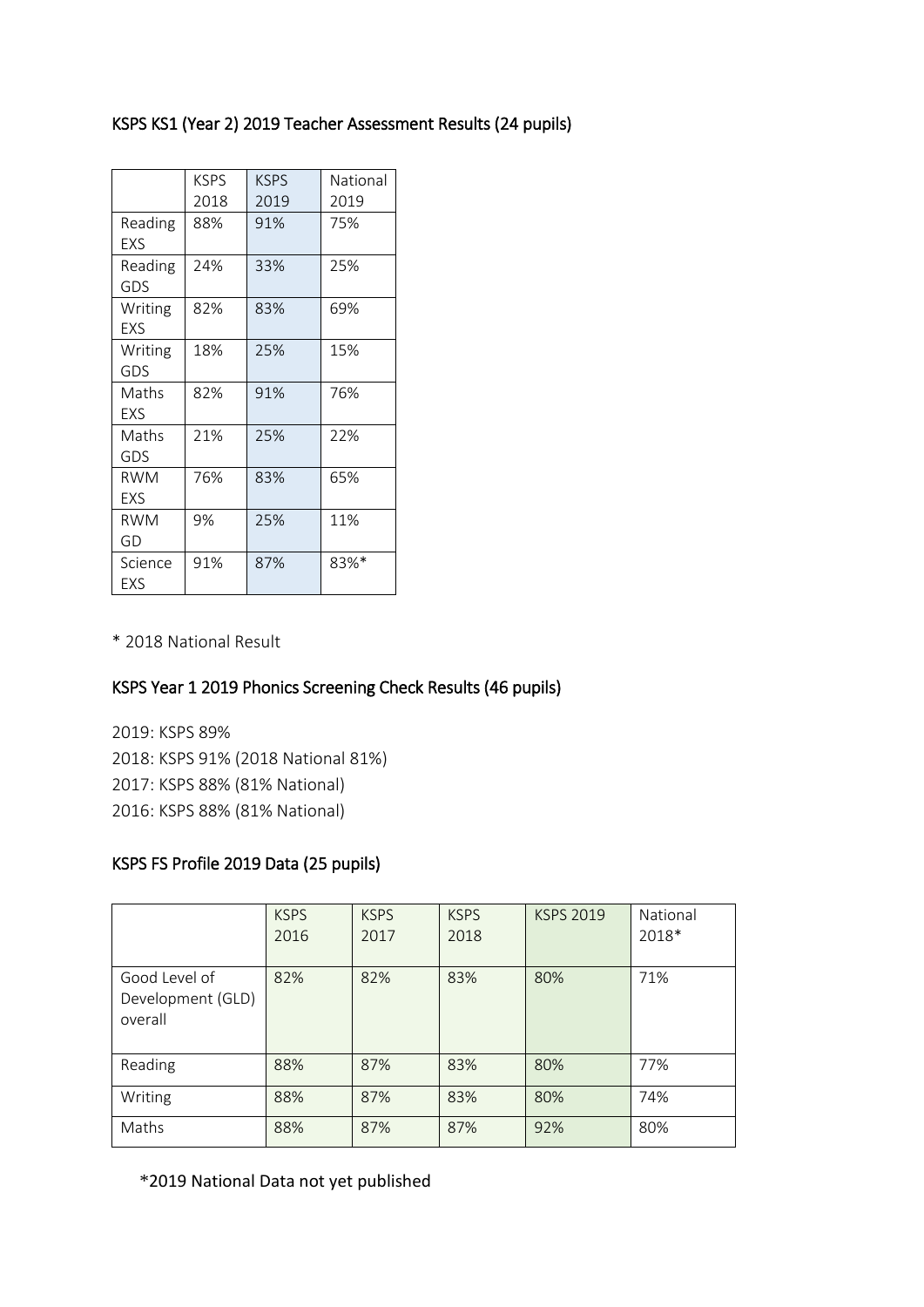## KSPS KS1 (Year 2) 2019 Teacher Assessment Results (24 pupils)

| | KSPS 2018 | KSPS 2019 | National 2019 |
|---|---|---|---|
| Reading EXS | 88% | 91% | 75% |
| Reading GDS | 24% | 33% | 25% |
| Writing EXS | 82% | 83% | 69% |
| Writing GDS | 18% | 25% | 15% |
| Maths EXS | 82% | 91% | 76% |
| Maths GDS | 21% | 25% | 22% |
| RWM EXS | 76% | 83% | 65% |
| RWM GD | 9% | 25% | 11% |
| Science EXS | 91% | 87% | 83%* |

* 2018 National Result

## KSPS Year 1 2019 Phonics Screening Check Results (46 pupils)

2019: KSPS 89%
2018: KSPS 91% (2018 National 81%)
2017: KSPS 88% (81% National)
2016: KSPS 88% (81% National)

## KSPS FS Profile 2019 Data (25 pupils)

| | KSPS 2016 | KSPS 2017 | KSPS 2018 | KSPS 2019 | National 2018* |
|---|---|---|---|---|---|
| Good Level of Development (GLD) overall | 82% | 82% | 83% | 80% | 71% |
| Reading | 88% | 87% | 83% | 80% | 77% |
| Writing | 88% | 87% | 83% | 80% | 74% |
| Maths | 88% | 87% | 87% | 92% | 80% |

*2019 National Data not yet published